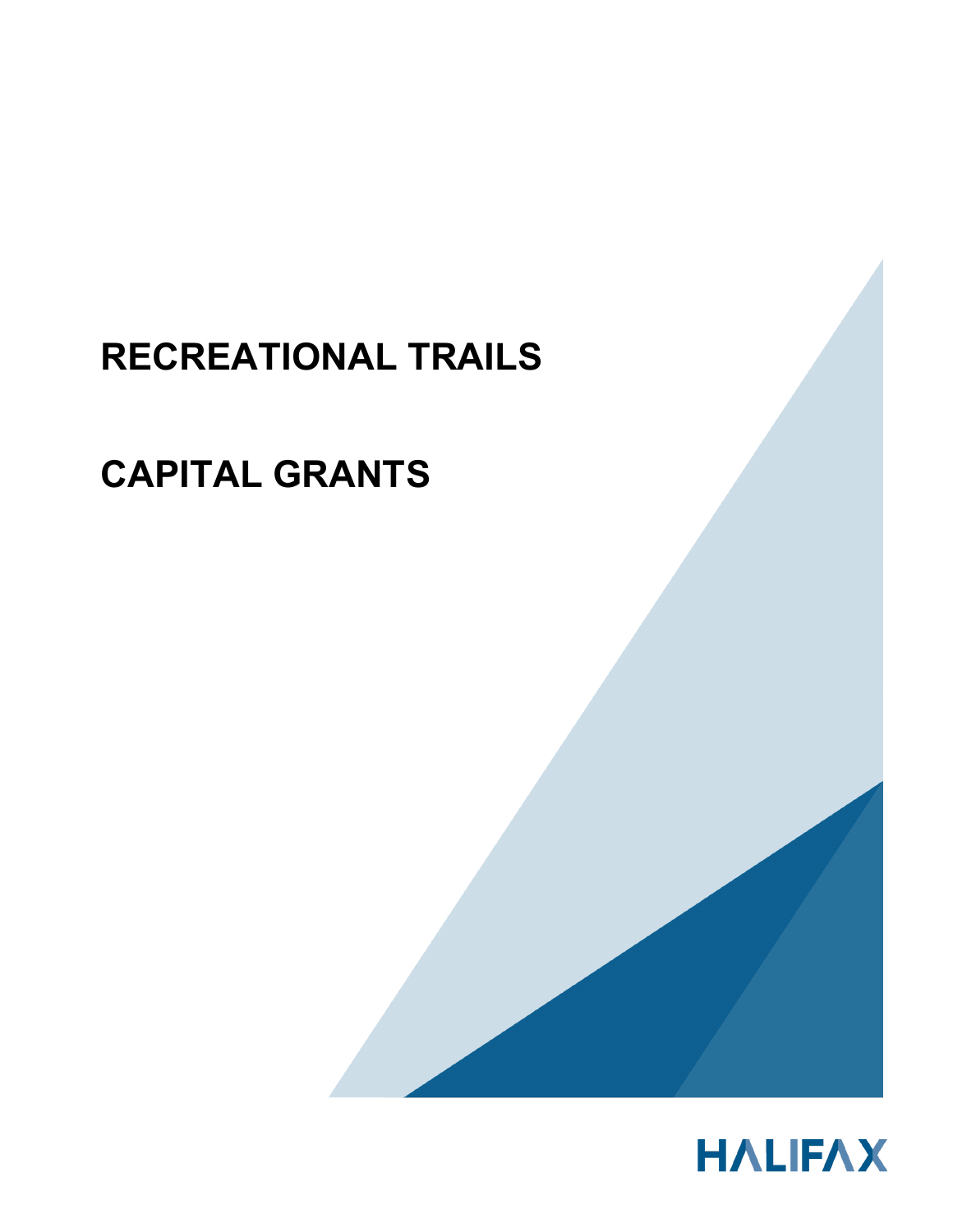# RECREATIONAL TRAILS

# CAPITAL GRANTS

HALIFAX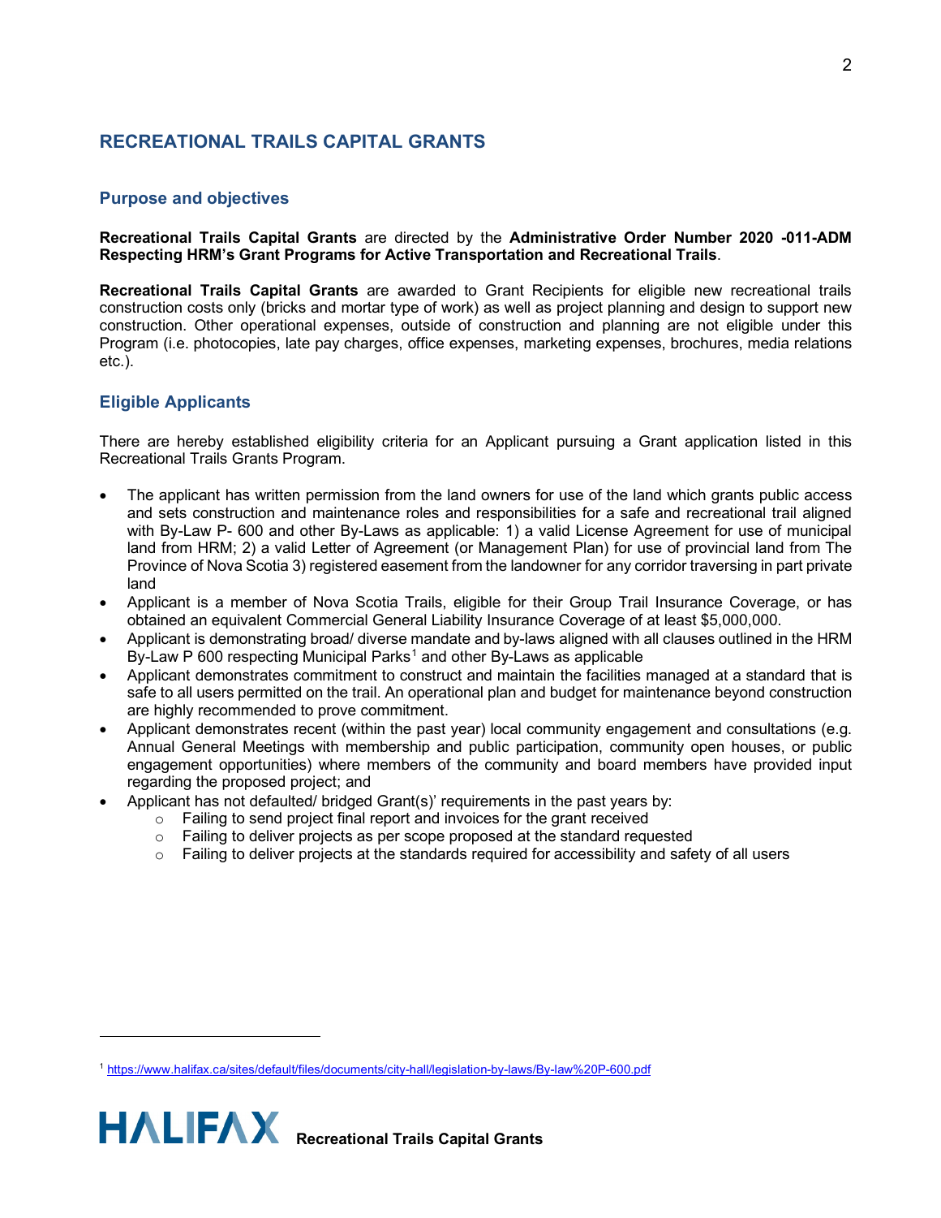## RECREATIONAL TRAILS CAPITAL GRANTS

### Purpose and objectives

**Recreational Trails Capital Grants** are directed by the **Administrative Order Number 2020 -011-ADM Respecting HRM's Grant Programs for Active Transportation and Recreational Trails**.

**Recreational Trails Capital Grants** are awarded to Grant Recipients for eligible new recreational trails construction costs only (bricks and mortar type of work) as well as project planning and design to support new construction. Other operational expenses, outside of construction and planning are not eligible under this Program (i.e. photocopies, late pay charges, office expenses, marketing expenses, brochures, media relations etc.).

### Eligible Applicants

There are hereby established eligibility criteria for an Applicant pursuing a Grant application listed in this Recreational Trails Grants Program.

- The applicant has written permission from the land owners for use of the land which grants public access and sets construction and maintenance roles and responsibilities for a safe and recreational trail aligned with By-Law P- 600 and other By-Laws as applicable: 1) a valid License Agreement for use of municipal land from HRM; 2) a valid Letter of Agreement (or Management Plan) for use of provincial land from The Province of Nova Scotia 3) registered easement from the landowner for any corridor traversing in part private land
- Applicant is a member of Nova Scotia Trails, eligible for their Group Trail Insurance Coverage, or has obtained an equivalent Commercial General Liability Insurance Coverage of at least $5,000,000.
- Applicant is demonstrating broad/ diverse mandate and by-laws aligned with all clauses outlined in the HRM By-Law P 600 respecting Municipal Parks[1] and other By-Laws as applicable
- Applicant demonstrates commitment to construct and maintain the facilities managed at a standard that is safe to all users permitted on the trail. An operational plan and budget for maintenance beyond construction are highly recommended to prove commitment.
- Applicant demonstrates recent (within the past year) local community engagement and consultations (e.g. Annual General Meetings with membership and public participation, community open houses, or public engagement opportunities) where members of the community and board members have provided input regarding the proposed project; and
- Applicant has not defaulted/ bridged Grant(s)' requirements in the past years by:
  - Failing to send project final report and invoices for the grant received
  - Failing to deliver projects as per scope proposed at the standard requested
  - Failing to deliver projects at the standards required for accessibility and safety of all users

[1] https://www.halifax.ca/sites/default/files/documents/city-hall/legislation-by-laws/By-law%20P-600.pdf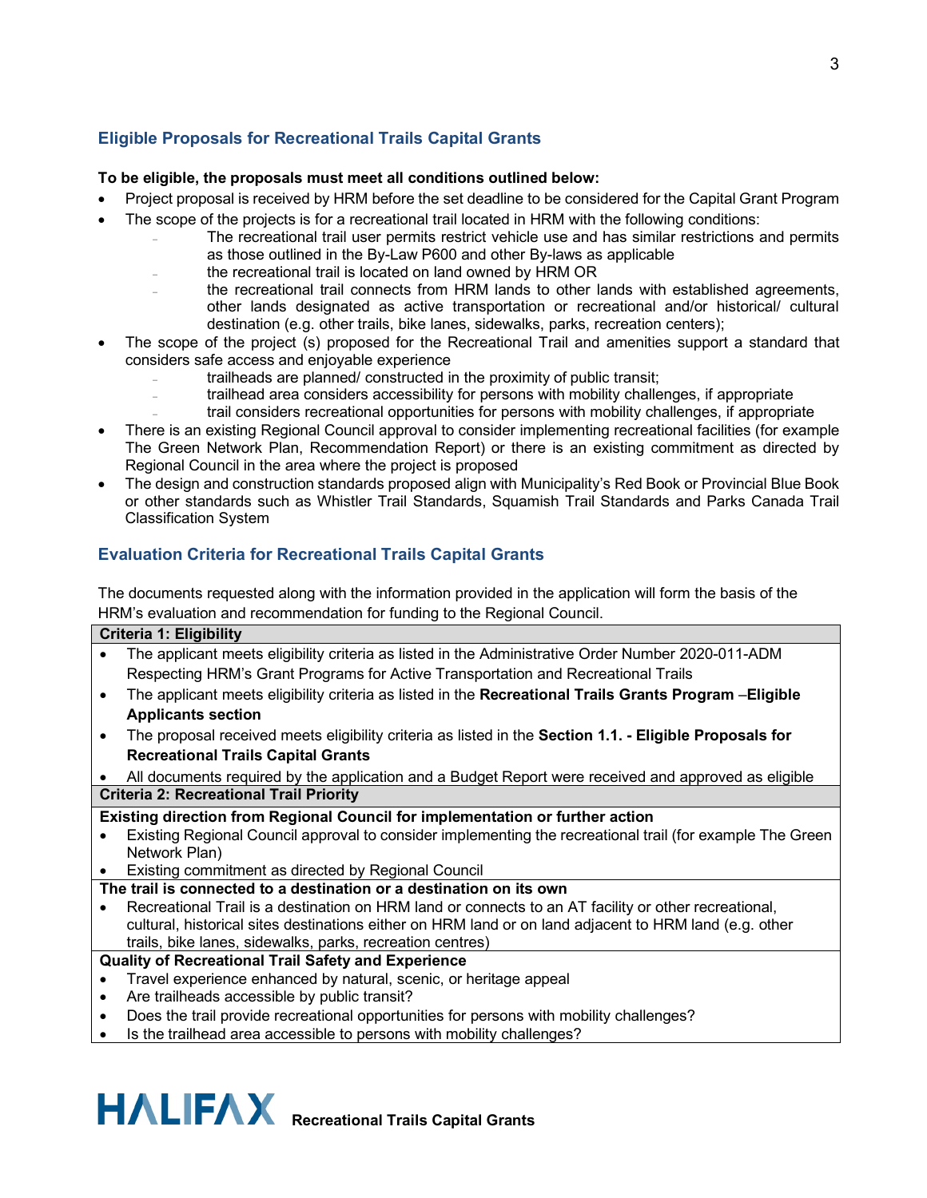## Eligible Proposals for Recreational Trails Capital Grants

**To be eligible, the proposals must meet all conditions outlined below:**

- Project proposal is received by HRM before the set deadline to be considered for the Capital Grant Program
- The scope of the projects is for a recreational trail located in HRM with the following conditions:
  - The recreational trail user permits restrict vehicle use and has similar restrictions and permits as those outlined in the By-Law P600 and other By-laws as applicable
  - the recreational trail is located on land owned by HRM OR
  - the recreational trail connects from HRM lands to other lands with established agreements, other lands designated as active transportation or recreational and/or historical/ cultural destination (e.g. other trails, bike lanes, sidewalks, parks, recreation centers);
- The scope of the project (s) proposed for the Recreational Trail and amenities support a standard that considers safe access and enjoyable experience
  - trailheads are planned/ constructed in the proximity of public transit;
  - trailhead area considers accessibility for persons with mobility challenges, if appropriate
  - trail considers recreational opportunities for persons with mobility challenges, if appropriate
- There is an existing Regional Council approval to consider implementing recreational facilities (for example The Green Network Plan, Recommendation Report) or there is an existing commitment as directed by Regional Council in the area where the project is proposed
- The design and construction standards proposed align with Municipality's Red Book or Provincial Blue Book or other standards such as Whistler Trail Standards, Squamish Trail Standards and Parks Canada Trail Classification System

## Evaluation Criteria for Recreational Trails Capital Grants

The documents requested along with the information provided in the application will form the basis of the HRM's evaluation and recommendation for funding to the Regional Council.

| **Criteria 1: Eligibility** |
|---|
| • The applicant meets eligibility criteria as listed in the Administrative Order Number 2020-011-ADM Respecting HRM's Grant Programs for Active Transportation and Recreational Trails<br>• The applicant meets eligibility criteria as listed in the **Recreational Trails Grants Program** –**Eligible Applicants section**<br>• The proposal received meets eligibility criteria as listed in the **Section 1.1. - Eligible Proposals for Recreational Trails Capital Grants**<br>• All documents required by the application and a Budget Report were received and approved as eligible |
| **Criteria 2: Recreational Trail Priority** |
| **Existing direction from Regional Council for implementation or further action**<br>• Existing Regional Council approval to consider implementing the recreational trail (for example The Green Network Plan)<br>• Existing commitment as directed by Regional Council |
| **The trail is connected to a destination or a destination on its own**<br>• Recreational Trail is a destination on HRM land or connects to an AT facility or other recreational, cultural, historical sites destinations either on HRM land or on land adjacent to HRM land (e.g. other trails, bike lanes, sidewalks, parks, recreation centres) |
| **Quality of Recreational Trail Safety and Experience**<br>• Travel experience enhanced by natural, scenic, or heritage appeal<br>• Are trailheads accessible by public transit?<br>• Does the trail provide recreational opportunities for persons with mobility challenges?<br>• Is the trailhead area accessible to persons with mobility challenges? |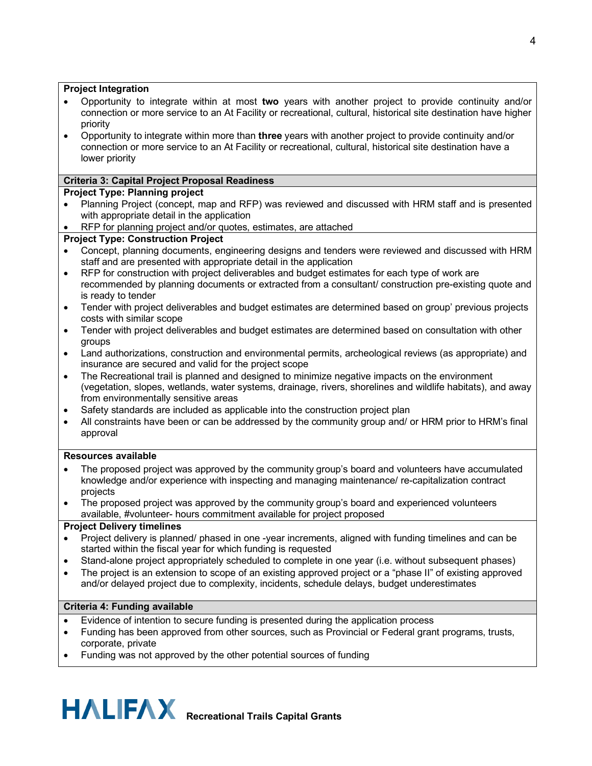**Project Integration**

- Opportunity to integrate within at most **two** years with another project to provide continuity and/or connection or more service to an At Facility or recreational, cultural, historical site destination have higher priority
- Opportunity to integrate within more than **three** years with another project to provide continuity and/or connection or more service to an At Facility or recreational, cultural, historical site destination have a lower priority

**Criteria 3: Capital Project Proposal Readiness**

**Project Type: Planning project**

- Planning Project (concept, map and RFP) was reviewed and discussed with HRM staff and is presented with appropriate detail in the application
- RFP for planning project and/or quotes, estimates, are attached

**Project Type: Construction Project**

- Concept, planning documents, engineering designs and tenders were reviewed and discussed with HRM staff and are presented with appropriate detail in the application
- RFP for construction with project deliverables and budget estimates for each type of work are recommended by planning documents or extracted from a consultant/ construction pre-existing quote and is ready to tender
- Tender with project deliverables and budget estimates are determined based on group' previous projects costs with similar scope
- Tender with project deliverables and budget estimates are determined based on consultation with other groups
- Land authorizations, construction and environmental permits, archeological reviews (as appropriate) and insurance are secured and valid for the project scope
- The Recreational trail is planned and designed to minimize negative impacts on the environment (vegetation, slopes, wetlands, water systems, drainage, rivers, shorelines and wildlife habitats), and away from environmentally sensitive areas
- Safety standards are included as applicable into the construction project plan
- All constraints have been or can be addressed by the community group and/ or HRM prior to HRM's final approval

**Resources available**

- The proposed project was approved by the community group's board and volunteers have accumulated knowledge and/or experience with inspecting and managing maintenance/ re-capitalization contract projects
- The proposed project was approved by the community group's board and experienced volunteers available, #volunteer- hours commitment available for project proposed

**Project Delivery timelines**

- Project delivery is planned/ phased in one -year increments, aligned with funding timelines and can be started within the fiscal year for which funding is requested
- Stand-alone project appropriately scheduled to complete in one year (i.e. without subsequent phases)
- The project is an extension to scope of an existing approved project or a "phase II" of existing approved and/or delayed project due to complexity, incidents, schedule delays, budget underestimates

**Criteria 4: Funding available**

- Evidence of intention to secure funding is presented during the application process
- Funding has been approved from other sources, such as Provincial or Federal grant programs, trusts, corporate, private
- Funding was not approved by the other potential sources of funding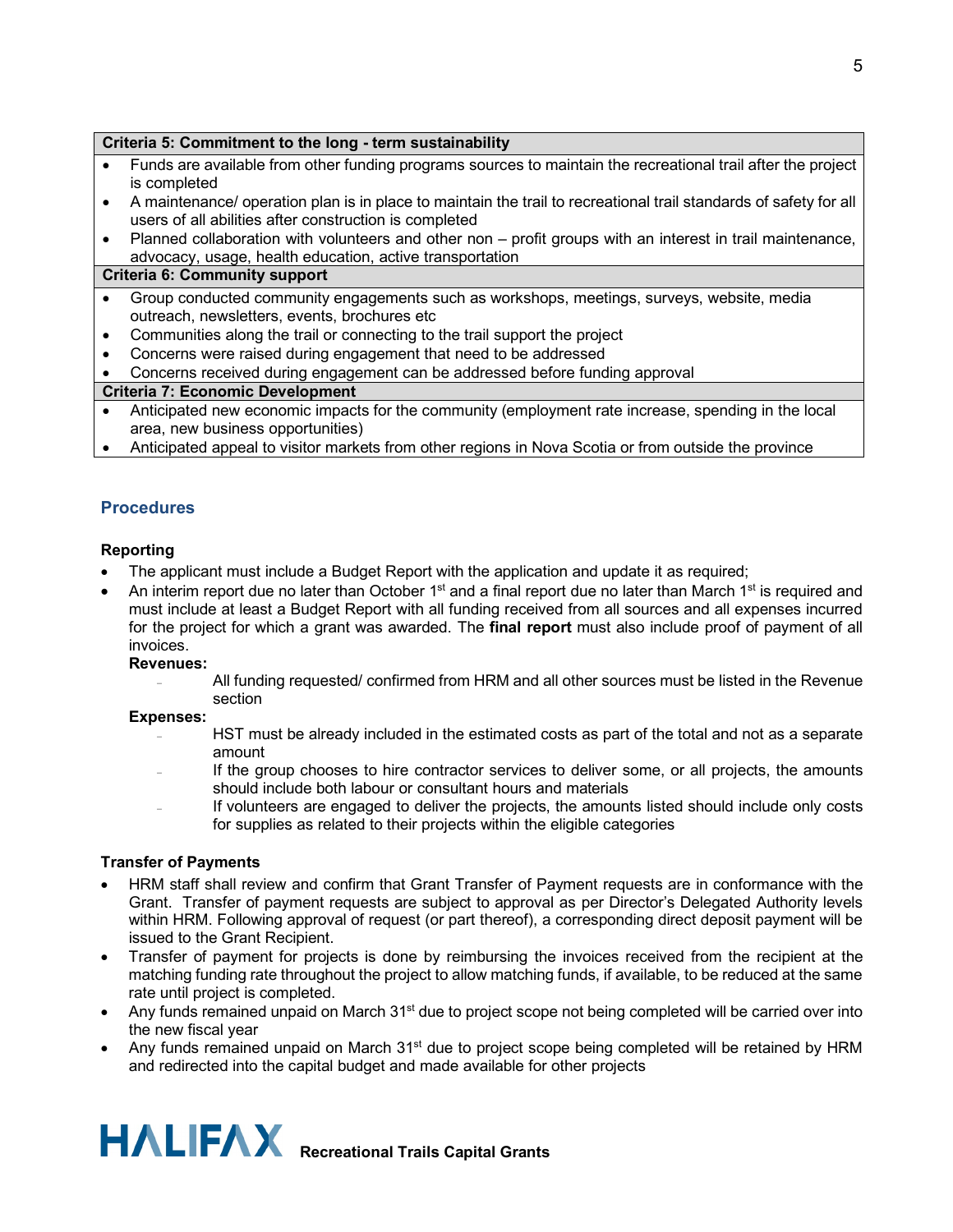| Criteria 5: Commitment to the long - term sustainability |
|---|
| • Funds are available from other funding programs sources to maintain the recreational trail after the project is completed<br>• A maintenance/ operation plan is in place to maintain the trail to recreational trail standards of safety for all users of all abilities after construction is completed<br>• Planned collaboration with volunteers and other non – profit groups with an interest in trail maintenance, advocacy, usage, health education, active transportation |
| **Criteria 6: Community support** |
| • Group conducted community engagements such as workshops, meetings, surveys, website, media outreach, newsletters, events, brochures etc<br>• Communities along the trail or connecting to the trail support the project<br>• Concerns were raised during engagement that need to be addressed<br>• Concerns received during engagement can be addressed before funding approval |
| **Criteria 7: Economic Development** |
| • Anticipated new economic impacts for the community (employment rate increase, spending in the local area, new business opportunities)<br>• Anticipated appeal to visitor markets from other regions in Nova Scotia or from outside the province |

## Procedures

### Reporting

- The applicant must include a Budget Report with the application and update it as required;
- An interim report due no later than October 1st and a final report due no later than March 1st is required and must include at least a Budget Report with all funding received from all sources and all expenses incurred for the project for which a grant was awarded. The **final report** must also include proof of payment of all invoices.

  **Revenues:**
  - All funding requested/ confirmed from HRM and all other sources must be listed in the Revenue section

  **Expenses:**
  - HST must be already included in the estimated costs as part of the total and not as a separate amount
  - If the group chooses to hire contractor services to deliver some, or all projects, the amounts should include both labour or consultant hours and materials
  - If volunteers are engaged to deliver the projects, the amounts listed should include only costs for supplies as related to their projects within the eligible categories

### Transfer of Payments

- HRM staff shall review and confirm that Grant Transfer of Payment requests are in conformance with the Grant. Transfer of payment requests are subject to approval as per Director's Delegated Authority levels within HRM. Following approval of request (or part thereof), a corresponding direct deposit payment will be issued to the Grant Recipient.
- Transfer of payment for projects is done by reimbursing the invoices received from the recipient at the matching funding rate throughout the project to allow matching funds, if available, to be reduced at the same rate until project is completed.
- Any funds remained unpaid on March 31st due to project scope not being completed will be carried over into the new fiscal year
- Any funds remained unpaid on March 31st due to project scope being completed will be retained by HRM and redirected into the capital budget and made available for other projects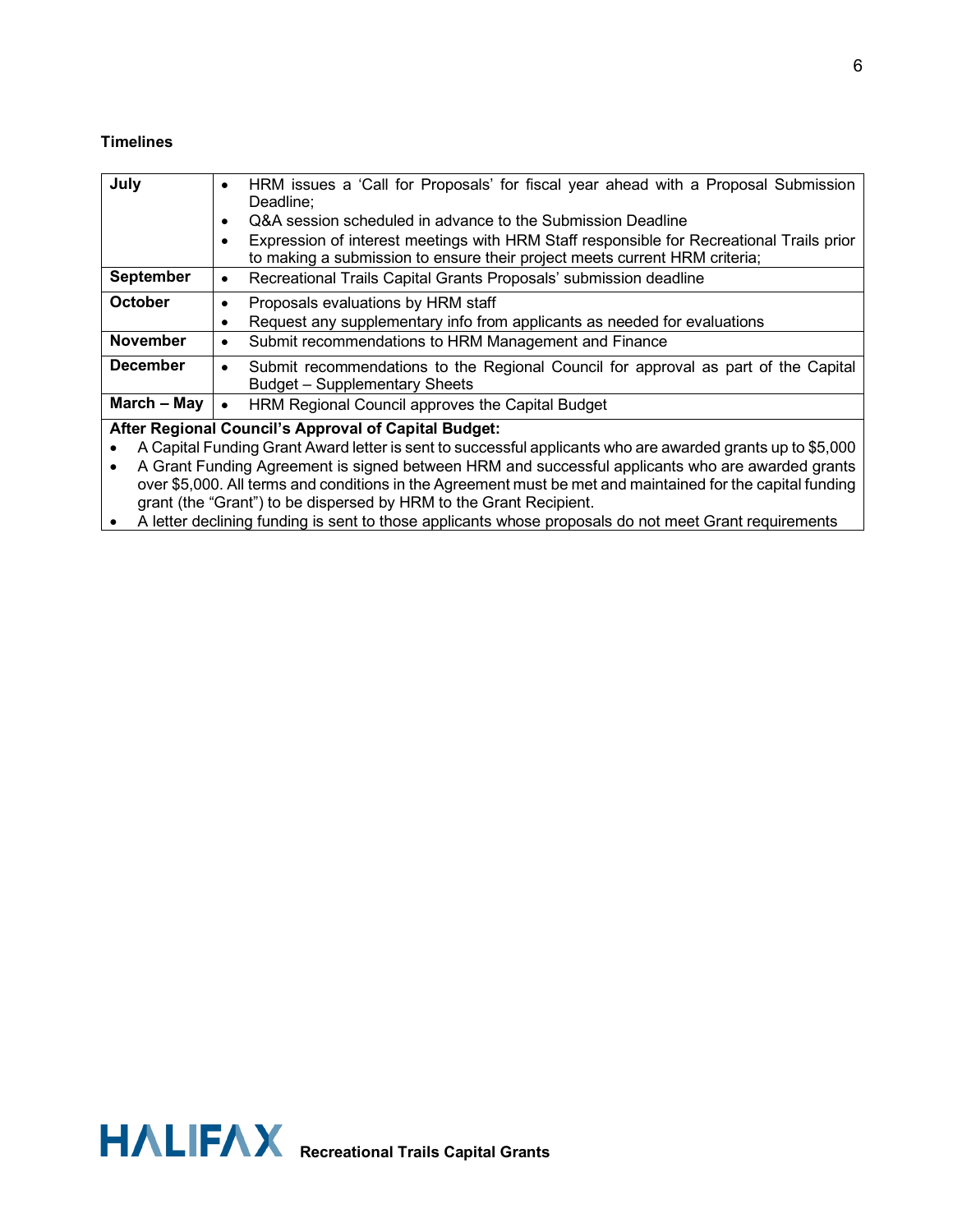**Timelines**

| | |
|---|---|
| **July** | • HRM issues a 'Call for Proposals' for fiscal year ahead with a Proposal Submission Deadline;<br>• Q&A session scheduled in advance to the Submission Deadline<br>• Expression of interest meetings with HRM Staff responsible for Recreational Trails prior to making a submission to ensure their project meets current HRM criteria; |
| **September** | • Recreational Trails Capital Grants Proposals' submission deadline |
| **October** | • Proposals evaluations by HRM staff<br>• Request any supplementary info from applicants as needed for evaluations |
| **November** | • Submit recommendations to HRM Management and Finance |
| **December** | • Submit recommendations to the Regional Council for approval as part of the Capital Budget – Supplementary Sheets |
| **March – May** | • HRM Regional Council approves the Capital Budget |

**After Regional Council's Approval of Capital Budget:**

- A Capital Funding Grant Award letter is sent to successful applicants who are awarded grants up to $5,000
- A Grant Funding Agreement is signed between HRM and successful applicants who are awarded grants over $5,000. All terms and conditions in the Agreement must be met and maintained for the capital funding grant (the "Grant") to be dispersed by HRM to the Grant Recipient.
- A letter declining funding is sent to those applicants whose proposals do not meet Grant requirements